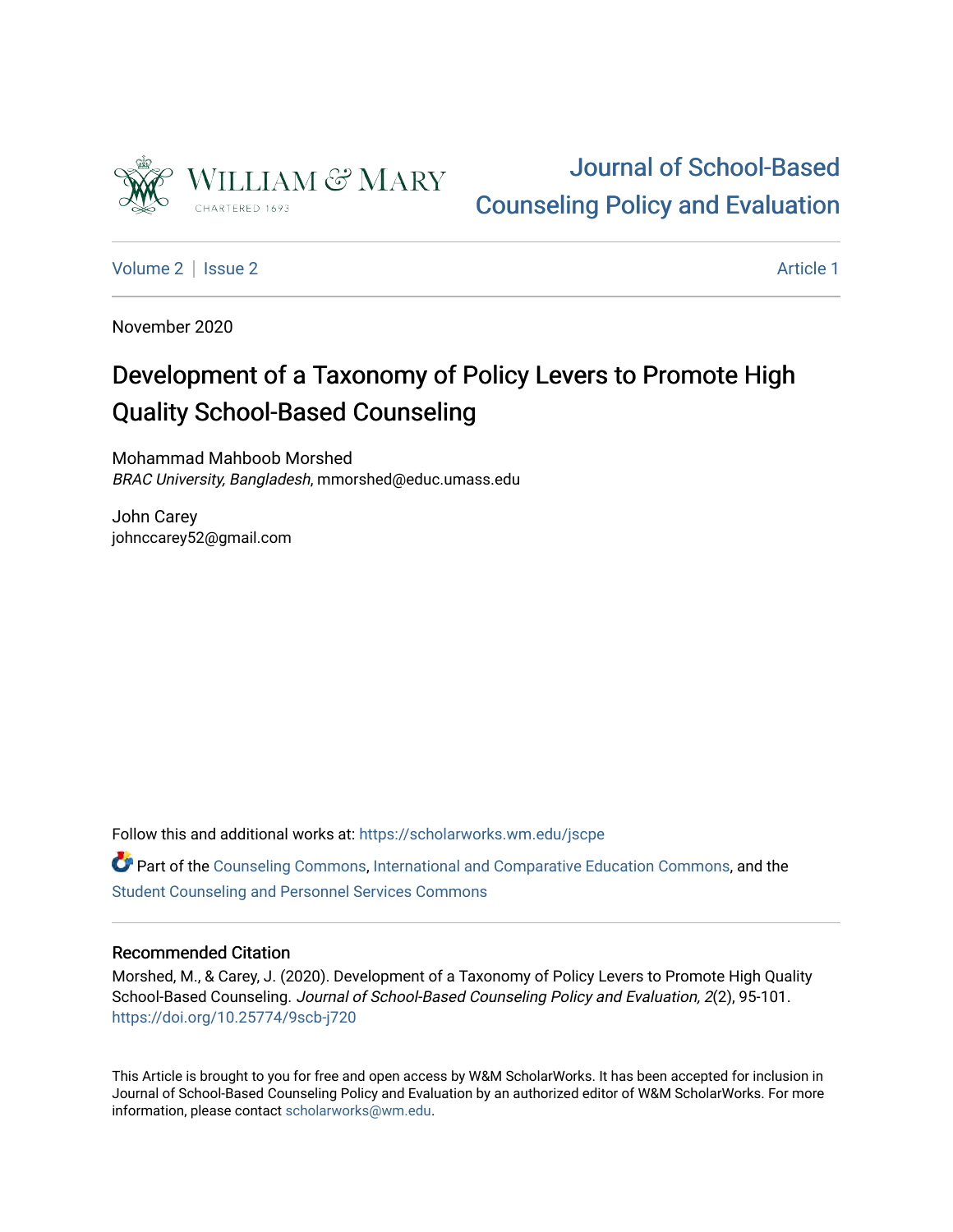William & Mary
CHARTERED 1693

# Journal of School-Based Counseling Policy and Evaluation

Volume 2 | Issue 2 | Article 1

November 2020

## Development of a Taxonomy of Policy Levers to Promote High Quality School-Based Counseling

Mohammad Mahboob Morshed
*BRAC University, Bangladesh*, mmorshed@educ.umass.edu

John Carey
johnccarey52@gmail.com

Follow this and additional works at: https://scholarworks.wm.edu/jscpe

Part of the Counseling Commons, International and Comparative Education Commons, and the Student Counseling and Personnel Services Commons

### Recommended Citation

Morshed, M., & Carey, J. (2020). Development of a Taxonomy of Policy Levers to Promote High Quality School-Based Counseling. *Journal of School-Based Counseling Policy and Evaluation, 2*(2), 95-101. https://doi.org/10.25774/9scb-j720

This Article is brought to you for free and open access by W&M ScholarWorks. It has been accepted for inclusion in Journal of School-Based Counseling Policy and Evaluation by an authorized editor of W&M ScholarWorks. For more information, please contact scholarworks@wm.edu.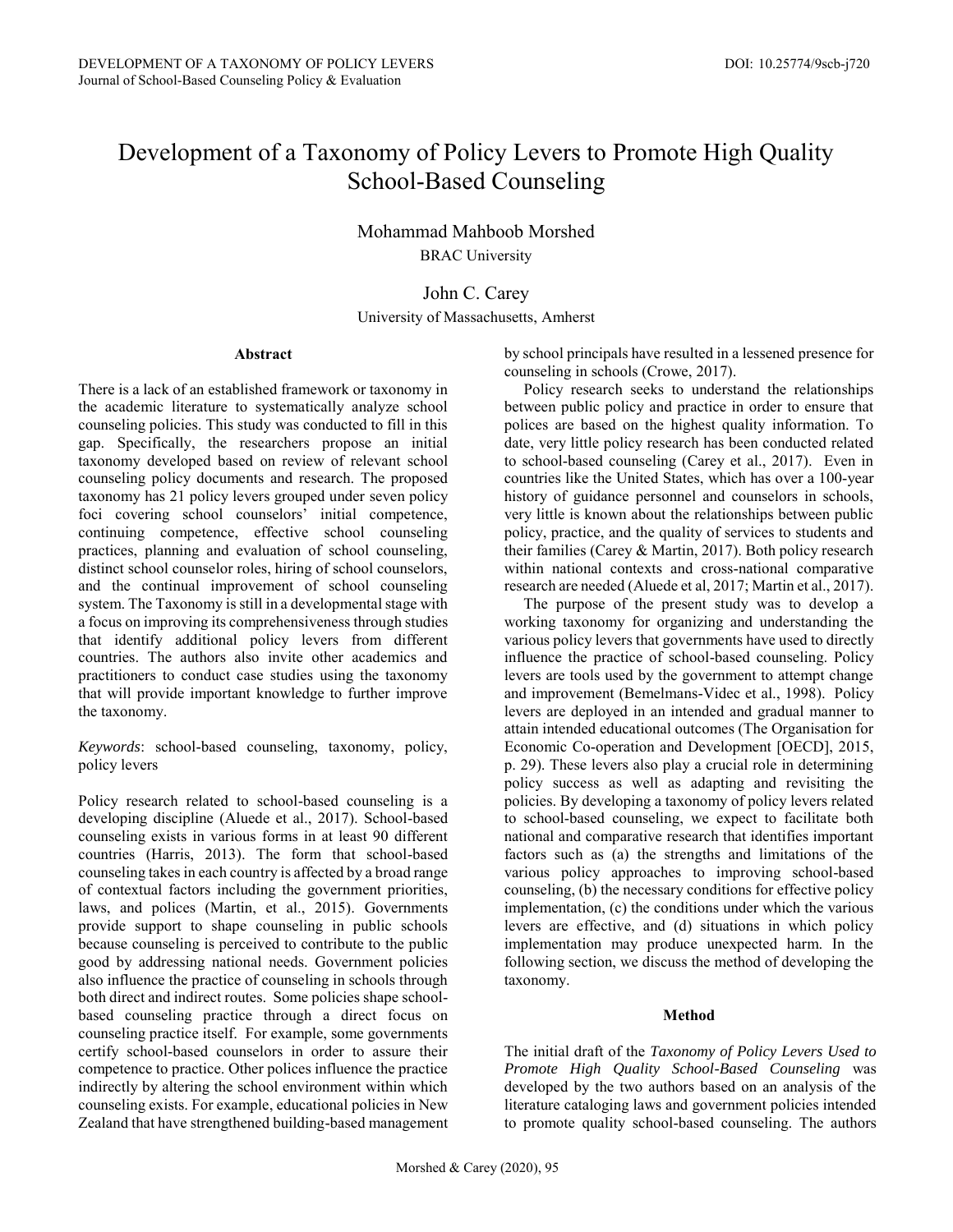# Development of a Taxonomy of Policy Levers to Promote High Quality School-Based Counseling

Mohammad Mahboob Morshed
BRAC University

John C. Carey
University of Massachusetts, Amherst

### Abstract

There is a lack of an established framework or taxonomy in the academic literature to systematically analyze school counseling policies. This study was conducted to fill in this gap. Specifically, the researchers propose an initial taxonomy developed based on review of relevant school counseling policy documents and research. The proposed taxonomy has 21 policy levers grouped under seven policy foci covering school counselors' initial competence, continuing competence, effective school counseling practices, planning and evaluation of school counseling, distinct school counselor roles, hiring of school counselors, and the continual improvement of school counseling system. The Taxonomy is still in a developmental stage with a focus on improving its comprehensiveness through studies that identify additional policy levers from different countries. The authors also invite other academics and practitioners to conduct case studies using the taxonomy that will provide important knowledge to further improve the taxonomy.

*Keywords*: school-based counseling, taxonomy, policy, policy levers

Policy research related to school-based counseling is a developing discipline (Aluede et al., 2017). School-based counseling exists in various forms in at least 90 different countries (Harris, 2013). The form that school-based counseling takes in each country is affected by a broad range of contextual factors including the government priorities, laws, and polices (Martin, et al., 2015). Governments provide support to shape counseling in public schools because counseling is perceived to contribute to the public good by addressing national needs. Government policies also influence the practice of counseling in schools through both direct and indirect routes. Some policies shape school-based counseling practice through a direct focus on counseling practice itself. For example, some governments certify school-based counselors in order to assure their competence to practice. Other polices influence the practice indirectly by altering the school environment within which counseling exists. For example, educational policies in New Zealand that have strengthened building-based management by school principals have resulted in a lessened presence for counseling in schools (Crowe, 2017).

Policy research seeks to understand the relationships between public policy and practice in order to ensure that polices are based on the highest quality information. To date, very little policy research has been conducted related to school-based counseling (Carey et al., 2017). Even in countries like the United States, which has over a 100-year history of guidance personnel and counselors in schools, very little is known about the relationships between public policy, practice, and the quality of services to students and their families (Carey & Martin, 2017). Both policy research within national contexts and cross-national comparative research are needed (Aluede et al, 2017; Martin et al., 2017).

The purpose of the present study was to develop a working taxonomy for organizing and understanding the various policy levers that governments have used to directly influence the practice of school-based counseling. Policy levers are tools used by the government to attempt change and improvement (Bemelmans-Videc et al., 1998). Policy levers are deployed in an intended and gradual manner to attain intended educational outcomes (The Organisation for Economic Co-operation and Development [OECD], 2015, p. 29). These levers also play a crucial role in determining policy success as well as adapting and revisiting the policies. By developing a taxonomy of policy levers related to school-based counseling, we expect to facilitate both national and comparative research that identifies important factors such as (a) the strengths and limitations of the various policy approaches to improving school-based counseling, (b) the necessary conditions for effective policy implementation, (c) the conditions under which the various levers are effective, and (d) situations in which policy implementation may produce unexpected harm. In the following section, we discuss the method of developing the taxonomy.

### Method

The initial draft of the *Taxonomy of Policy Levers Used to Promote High Quality School-Based Counseling* was developed by the two authors based on an analysis of the literature cataloging laws and government policies intended to promote quality school-based counseling. The authors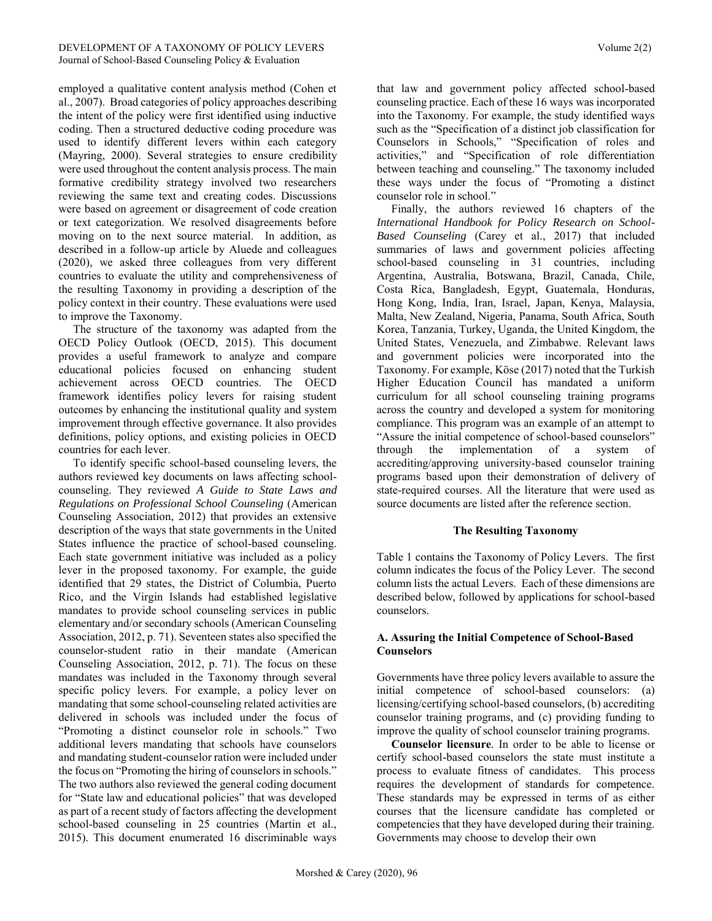employed a qualitative content analysis method (Cohen et al., 2007). Broad categories of policy approaches describing the intent of the policy were first identified using inductive coding. Then a structured deductive coding procedure was used to identify different levers within each category (Mayring, 2000). Several strategies to ensure credibility were used throughout the content analysis process. The main formative credibility strategy involved two researchers reviewing the same text and creating codes. Discussions were based on agreement or disagreement of code creation or text categorization. We resolved disagreements before moving on to the next source material. In addition, as described in a follow-up article by Aluede and colleagues (2020), we asked three colleagues from very different countries to evaluate the utility and comprehensiveness of the resulting Taxonomy in providing a description of the policy context in their country. These evaluations were used to improve the Taxonomy.

The structure of the taxonomy was adapted from the OECD Policy Outlook (OECD, 2015). This document provides a useful framework to analyze and compare educational policies focused on enhancing student achievement across OECD countries. The OECD framework identifies policy levers for raising student outcomes by enhancing the institutional quality and system improvement through effective governance. It also provides definitions, policy options, and existing policies in OECD countries for each lever.

To identify specific school-based counseling levers, the authors reviewed key documents on laws affecting school-counseling. They reviewed *A Guide to State Laws and Regulations on Professional School Counseling* (American Counseling Association, 2012) that provides an extensive description of the ways that state governments in the United States influence the practice of school-based counseling. Each state government initiative was included as a policy lever in the proposed taxonomy. For example, the guide identified that 29 states, the District of Columbia, Puerto Rico, and the Virgin Islands had established legislative mandates to provide school counseling services in public elementary and/or secondary schools (American Counseling Association, 2012, p. 71). Seventeen states also specified the counselor-student ratio in their mandate (American Counseling Association, 2012, p. 71). The focus on these mandates was included in the Taxonomy through several specific policy levers. For example, a policy lever on mandating that some school-counseling related activities are delivered in schools was included under the focus of "Promoting a distinct counselor role in schools." Two additional levers mandating that schools have counselors and mandating student-counselor ration were included under the focus on "Promoting the hiring of counselors in schools." The two authors also reviewed the general coding document for "State law and educational policies" that was developed as part of a recent study of factors affecting the development school-based counseling in 25 countries (Martin et al., 2015). This document enumerated 16 discriminable ways that law and government policy affected school-based counseling practice. Each of these 16 ways was incorporated into the Taxonomy. For example, the study identified ways such as the "Specification of a distinct job classification for Counselors in Schools," "Specification of roles and activities," and "Specification of role differentiation between teaching and counseling." The taxonomy included these ways under the focus of "Promoting a distinct counselor role in school."

Finally, the authors reviewed 16 chapters of the *International Handbook for Policy Research on School-Based Counseling* (Carey et al., 2017) that included summaries of laws and government policies affecting school-based counseling in 31 countries, including Argentina, Australia, Botswana, Brazil, Canada, Chile, Costa Rica, Bangladesh, Egypt, Guatemala, Honduras, Hong Kong, India, Iran, Israel, Japan, Kenya, Malaysia, Malta, New Zealand, Nigeria, Panama, South Africa, South Korea, Tanzania, Turkey, Uganda, the United Kingdom, the United States, Venezuela, and Zimbabwe. Relevant laws and government policies were incorporated into the Taxonomy. For example, Köse (2017) noted that the Turkish Higher Education Council has mandated a uniform curriculum for all school counseling training programs across the country and developed a system for monitoring compliance. This program was an example of an attempt to "Assure the initial competence of school-based counselors" through the implementation of a system of accrediting/approving university-based counselor training programs based upon their demonstration of delivery of state-required courses. All the literature that were used as source documents are listed after the reference section.

## The Resulting Taxonomy

Table 1 contains the Taxonomy of Policy Levers. The first column indicates the focus of the Policy Lever. The second column lists the actual Levers. Each of these dimensions are described below, followed by applications for school-based counselors.

### A. Assuring the Initial Competence of School-Based Counselors

Governments have three policy levers available to assure the initial competence of school-based counselors: (a) licensing/certifying school-based counselors, (b) accrediting counselor training programs, and (c) providing funding to improve the quality of school counselor training programs.

**Counselor licensure**. In order to be able to license or certify school-based counselors the state must institute a process to evaluate fitness of candidates. This process requires the development of standards for competence. These standards may be expressed in terms of as either courses that the licensure candidate has completed or competencies that they have developed during their training. Governments may choose to develop their own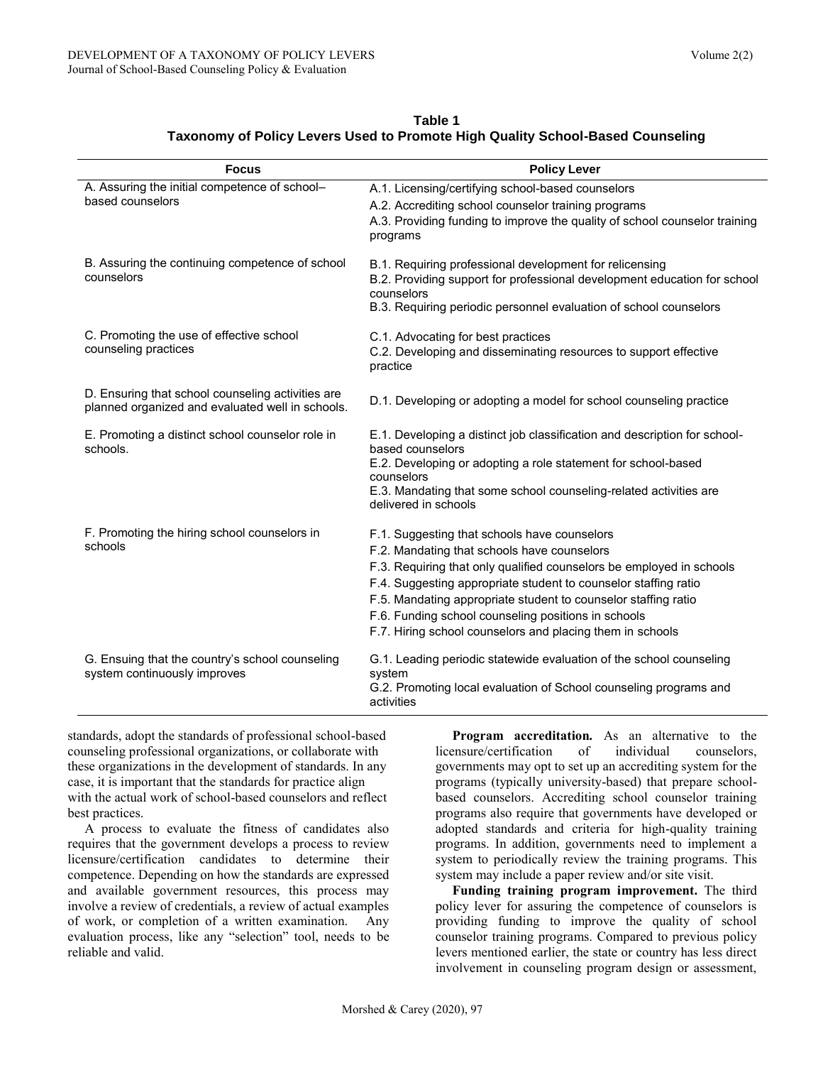**Table 1**
**Taxonomy of Policy Levers Used to Promote High Quality School-Based Counseling**

| Focus | Policy Lever |
|---|---|
| A. Assuring the initial competence of school–based counselors | A.1. Licensing/certifying school-based counselors<br>A.2. Accrediting school counselor training programs<br>A.3. Providing funding to improve the quality of school counselor training programs |
| B. Assuring the continuing competence of school counselors | B.1. Requiring professional development for relicensing<br>B.2. Providing support for professional development education for school counselors<br>B.3. Requiring periodic personnel evaluation of school counselors |
| C. Promoting the use of effective school counseling practices | C.1. Advocating for best practices<br>C.2. Developing and disseminating resources to support effective practice |
| D. Ensuring that school counseling activities are planned organized and evaluated well in schools. | D.1. Developing or adopting a model for school counseling practice |
| E. Promoting a distinct school counselor role in schools. | E.1. Developing a distinct job classification and description for school-based counselors<br>E.2. Developing or adopting a role statement for school-based counselors<br>E.3. Mandating that some school counseling-related activities are delivered in schools |
| F. Promoting the hiring school counselors in schools | F.1. Suggesting that schools have counselors<br>F.2. Mandating that schools have counselors<br>F.3. Requiring that only qualified counselors be employed in schools<br>F.4. Suggesting appropriate student to counselor staffing ratio<br>F.5. Mandating appropriate student to counselor staffing ratio<br>F.6. Funding school counseling positions in schools<br>F.7. Hiring school counselors and placing them in schools |
| G. Ensuing that the country's school counseling system continuously improves | G.1. Leading periodic statewide evaluation of the school counseling system<br>G.2. Promoting local evaluation of School counseling programs and activities |

standards, adopt the standards of professional school-based counseling professional organizations, or collaborate with these organizations in the development of standards. In any case, it is important that the standards for practice align with the actual work of school-based counselors and reflect best practices.

A process to evaluate the fitness of candidates also requires that the government develops a process to review licensure/certification candidates to determine their competence. Depending on how the standards are expressed and available government resources, this process may involve a review of credentials, a review of actual examples of work, or completion of a written examination. Any evaluation process, like any "selection" tool, needs to be reliable and valid.

**Program accreditation.** As an alternative to the licensure/certification of individual counselors, governments may opt to set up an accrediting system for the programs (typically university-based) that prepare school-based counselors. Accrediting school counselor training programs also require that governments have developed or adopted standards and criteria for high-quality training programs. In addition, governments need to implement a system to periodically review the training programs. This system may include a paper review and/or site visit.

**Funding training program improvement.** The third policy lever for assuring the competence of counselors is providing funding to improve the quality of school counselor training programs. Compared to previous policy levers mentioned earlier, the state or country has less direct involvement in counseling program design or assessment,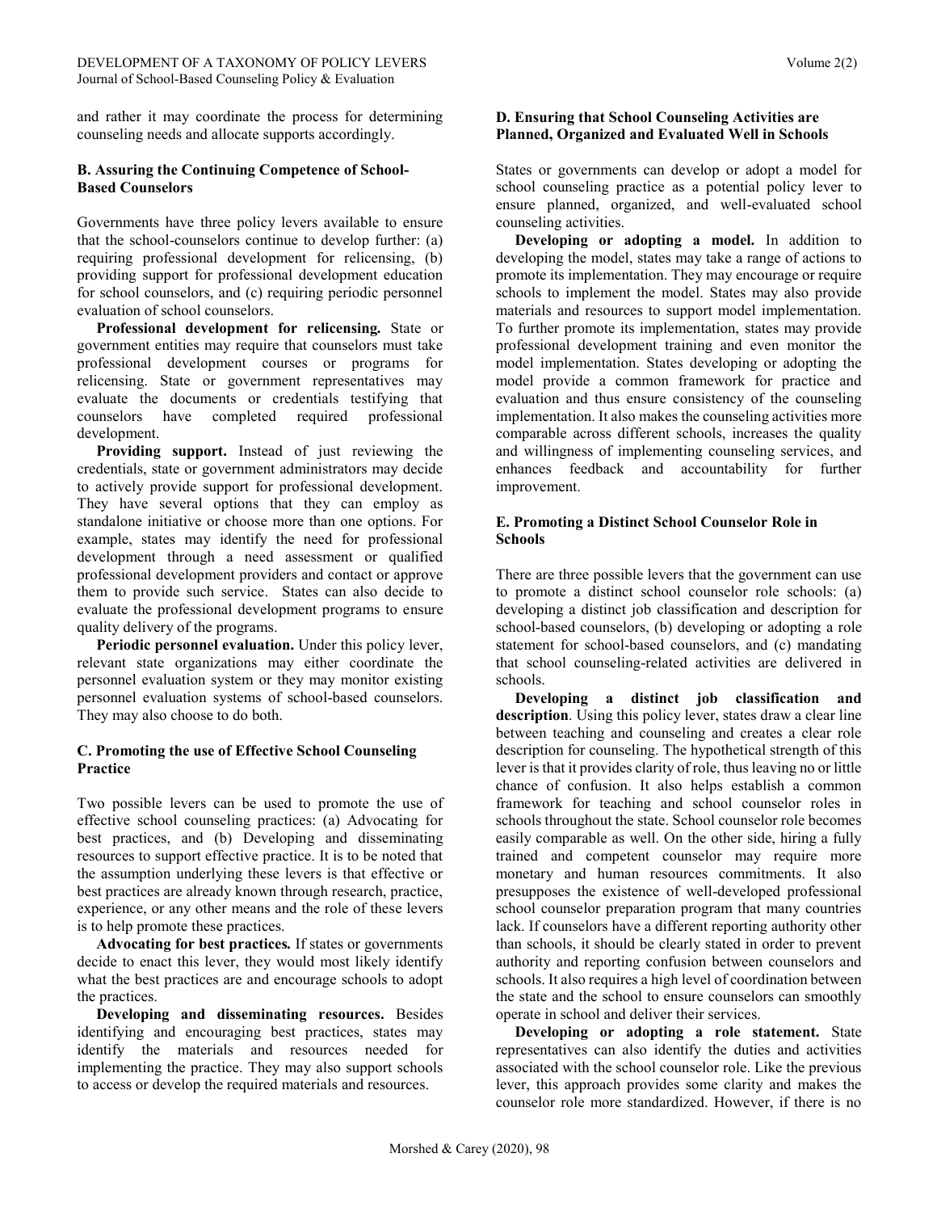and rather it may coordinate the process for determining counseling needs and allocate supports accordingly.

### B. Assuring the Continuing Competence of School-Based Counselors

Governments have three policy levers available to ensure that the school-counselors continue to develop further: (a) requiring professional development for relicensing, (b) providing support for professional development education for school counselors, and (c) requiring periodic personnel evaluation of school counselors.

**Professional development for relicensing.** State or government entities may require that counselors must take professional development courses or programs for relicensing. State or government representatives may evaluate the documents or credentials testifying that counselors have completed required professional development.

**Providing support.** Instead of just reviewing the credentials, state or government administrators may decide to actively provide support for professional development. They have several options that they can employ as standalone initiative or choose more than one options. For example, states may identify the need for professional development through a need assessment or qualified professional development providers and contact or approve them to provide such service. States can also decide to evaluate the professional development programs to ensure quality delivery of the programs.

**Periodic personnel evaluation.** Under this policy lever, relevant state organizations may either coordinate the personnel evaluation system or they may monitor existing personnel evaluation systems of school-based counselors. They may also choose to do both.

### C. Promoting the use of Effective School Counseling Practice

Two possible levers can be used to promote the use of effective school counseling practices: (a) Advocating for best practices, and (b) Developing and disseminating resources to support effective practice. It is to be noted that the assumption underlying these levers is that effective or best practices are already known through research, practice, experience, or any other means and the role of these levers is to help promote these practices.

**Advocating for best practices.** If states or governments decide to enact this lever, they would most likely identify what the best practices are and encourage schools to adopt the practices.

**Developing and disseminating resources.** Besides identifying and encouraging best practices, states may identify the materials and resources needed for implementing the practice. They may also support schools to access or develop the required materials and resources.

### D. Ensuring that School Counseling Activities are Planned, Organized and Evaluated Well in Schools

States or governments can develop or adopt a model for school counseling practice as a potential policy lever to ensure planned, organized, and well-evaluated school counseling activities.

**Developing or adopting a model.** In addition to developing the model, states may take a range of actions to promote its implementation. They may encourage or require schools to implement the model. States may also provide materials and resources to support model implementation. To further promote its implementation, states may provide professional development training and even monitor the model implementation. States developing or adopting the model provide a common framework for practice and evaluation and thus ensure consistency of the counseling implementation. It also makes the counseling activities more comparable across different schools, increases the quality and willingness of implementing counseling services, and enhances feedback and accountability for further improvement.

### E. Promoting a Distinct School Counselor Role in Schools

There are three possible levers that the government can use to promote a distinct school counselor role schools: (a) developing a distinct job classification and description for school-based counselors, (b) developing or adopting a role statement for school-based counselors, and (c) mandating that school counseling-related activities are delivered in schools.

**Developing a distinct job classification and description**. Using this policy lever, states draw a clear line between teaching and counseling and creates a clear role description for counseling. The hypothetical strength of this lever is that it provides clarity of role, thus leaving no or little chance of confusion. It also helps establish a common framework for teaching and school counselor roles in schools throughout the state. School counselor role becomes easily comparable as well. On the other side, hiring a fully trained and competent counselor may require more monetary and human resources commitments. It also presupposes the existence of well-developed professional school counselor preparation program that many countries lack. If counselors have a different reporting authority other than schools, it should be clearly stated in order to prevent authority and reporting confusion between counselors and schools. It also requires a high level of coordination between the state and the school to ensure counselors can smoothly operate in school and deliver their services.

**Developing or adopting a role statement.** State representatives can also identify the duties and activities associated with the school counselor role. Like the previous lever, this approach provides some clarity and makes the counselor role more standardized. However, if there is no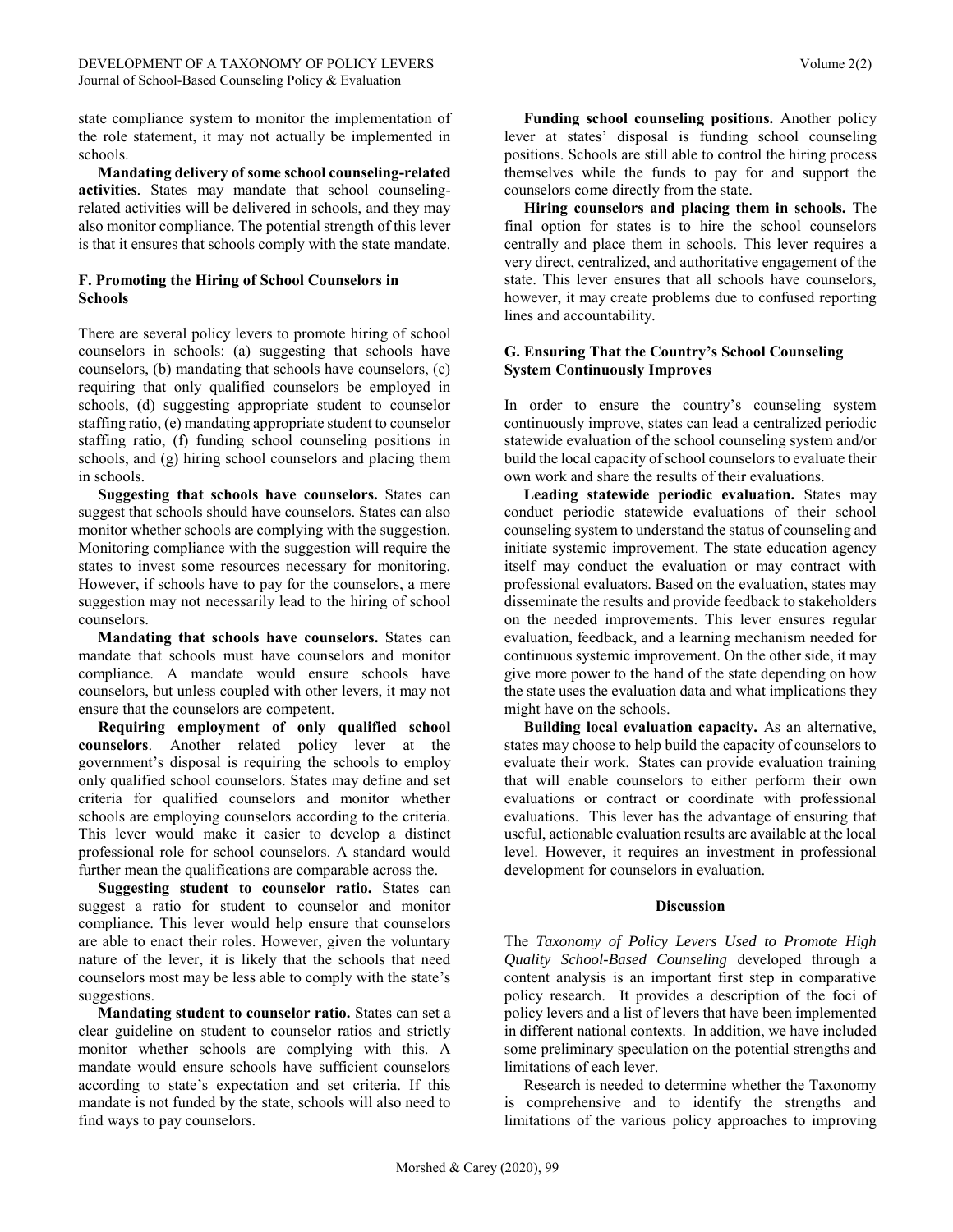state compliance system to monitor the implementation of the role statement, it may not actually be implemented in schools.

**Mandating delivery of some school counseling-related activities**. States may mandate that school counseling-related activities will be delivered in schools, and they may also monitor compliance. The potential strength of this lever is that it ensures that schools comply with the state mandate.

### F. Promoting the Hiring of School Counselors in Schools

There are several policy levers to promote hiring of school counselors in schools: (a) suggesting that schools have counselors, (b) mandating that schools have counselors, (c) requiring that only qualified counselors be employed in schools, (d) suggesting appropriate student to counselor staffing ratio, (e) mandating appropriate student to counselor staffing ratio, (f) funding school counseling positions in schools, and (g) hiring school counselors and placing them in schools.

**Suggesting that schools have counselors.** States can suggest that schools should have counselors. States can also monitor whether schools are complying with the suggestion. Monitoring compliance with the suggestion will require the states to invest some resources necessary for monitoring. However, if schools have to pay for the counselors, a mere suggestion may not necessarily lead to the hiring of school counselors.

**Mandating that schools have counselors.** States can mandate that schools must have counselors and monitor compliance. A mandate would ensure schools have counselors, but unless coupled with other levers, it may not ensure that the counselors are competent.

**Requiring employment of only qualified school counselors**. Another related policy lever at the government's disposal is requiring the schools to employ only qualified school counselors. States may define and set criteria for qualified counselors and monitor whether schools are employing counselors according to the criteria. This lever would make it easier to develop a distinct professional role for school counselors. A standard would further mean the qualifications are comparable across the.

**Suggesting student to counselor ratio.** States can suggest a ratio for student to counselor and monitor compliance. This lever would help ensure that counselors are able to enact their roles. However, given the voluntary nature of the lever, it is likely that the schools that need counselors most may be less able to comply with the state's suggestions.

**Mandating student to counselor ratio.** States can set a clear guideline on student to counselor ratios and strictly monitor whether schools are complying with this. A mandate would ensure schools have sufficient counselors according to state's expectation and set criteria. If this mandate is not funded by the state, schools will also need to find ways to pay counselors.

**Funding school counseling positions.** Another policy lever at states' disposal is funding school counseling positions. Schools are still able to control the hiring process themselves while the funds to pay for and support the counselors come directly from the state.

**Hiring counselors and placing them in schools.** The final option for states is to hire the school counselors centrally and place them in schools. This lever requires a very direct, centralized, and authoritative engagement of the state. This lever ensures that all schools have counselors, however, it may create problems due to confused reporting lines and accountability.

### G. Ensuring That the Country's School Counseling System Continuously Improves

In order to ensure the country's counseling system continuously improve, states can lead a centralized periodic statewide evaluation of the school counseling system and/or build the local capacity of school counselors to evaluate their own work and share the results of their evaluations.

**Leading statewide periodic evaluation.** States may conduct periodic statewide evaluations of their school counseling system to understand the status of counseling and initiate systemic improvement. The state education agency itself may conduct the evaluation or may contract with professional evaluators. Based on the evaluation, states may disseminate the results and provide feedback to stakeholders on the needed improvements. This lever ensures regular evaluation, feedback, and a learning mechanism needed for continuous systemic improvement. On the other side, it may give more power to the hand of the state depending on how the state uses the evaluation data and what implications they might have on the schools.

**Building local evaluation capacity.** As an alternative, states may choose to help build the capacity of counselors to evaluate their work. States can provide evaluation training that will enable counselors to either perform their own evaluations or contract or coordinate with professional evaluations. This lever has the advantage of ensuring that useful, actionable evaluation results are available at the local level. However, it requires an investment in professional development for counselors in evaluation.

## Discussion

The *Taxonomy of Policy Levers Used to Promote High Quality School-Based Counseling* developed through a content analysis is an important first step in comparative policy research. It provides a description of the foci of policy levers and a list of levers that have been implemented in different national contexts. In addition, we have included some preliminary speculation on the potential strengths and limitations of each lever.

Research is needed to determine whether the Taxonomy is comprehensive and to identify the strengths and limitations of the various policy approaches to improving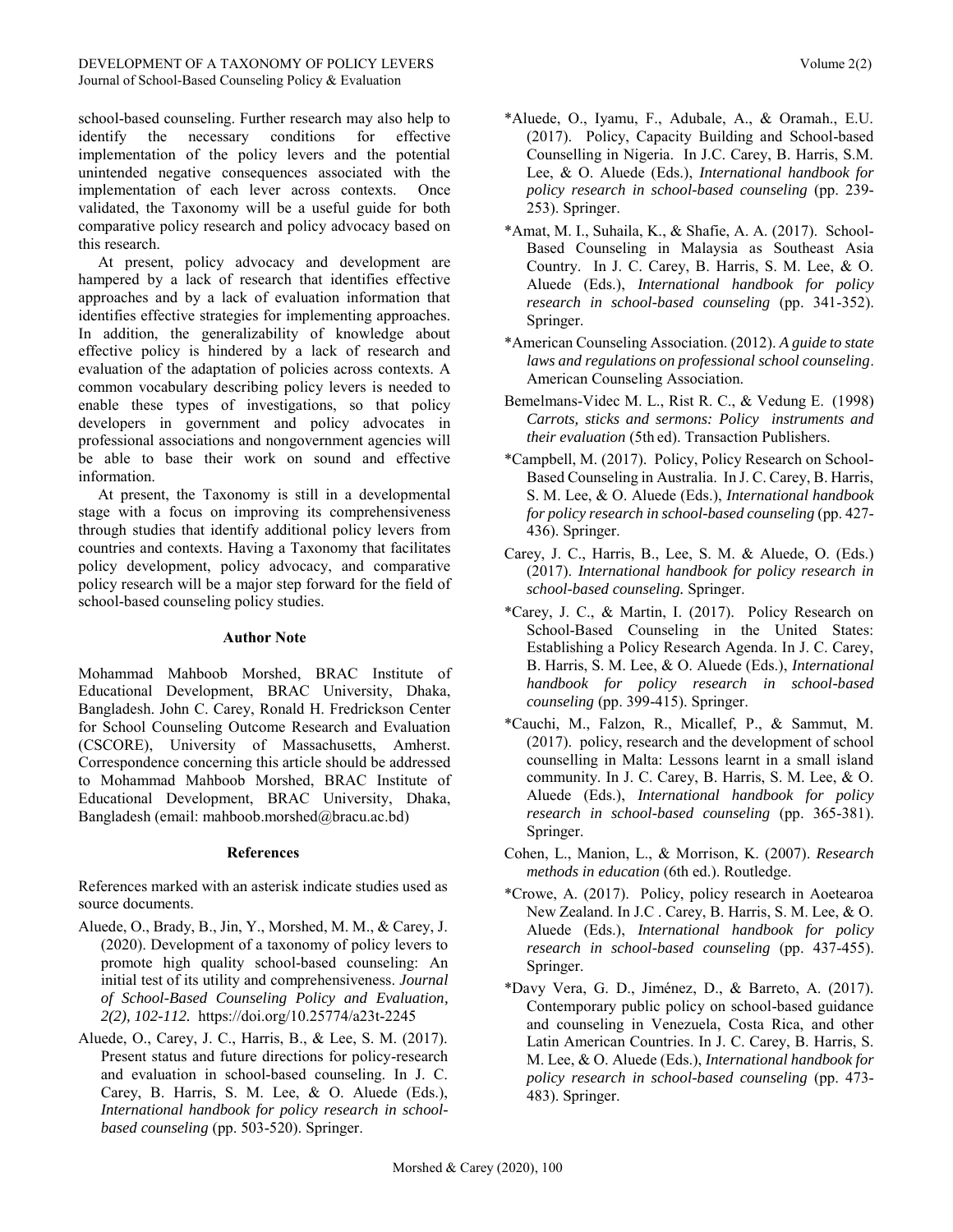school-based counseling. Further research may also help to identify the necessary conditions for effective implementation of the policy levers and the potential unintended negative consequences associated with the implementation of each lever across contexts. Once validated, the Taxonomy will be a useful guide for both comparative policy research and policy advocacy based on this research.

At present, policy advocacy and development are hampered by a lack of research that identifies effective approaches and by a lack of evaluation information that identifies effective strategies for implementing approaches. In addition, the generalizability of knowledge about effective policy is hindered by a lack of research and evaluation of the adaptation of policies across contexts. A common vocabulary describing policy levers is needed to enable these types of investigations, so that policy developers in government and policy advocates in professional associations and nongovernment agencies will be able to base their work on sound and effective information.

At present, the Taxonomy is still in a developmental stage with a focus on improving its comprehensiveness through studies that identify additional policy levers from countries and contexts. Having a Taxonomy that facilitates policy development, policy advocacy, and comparative policy research will be a major step forward for the field of school-based counseling policy studies.

### Author Note

Mohammad Mahboob Morshed, BRAC Institute of Educational Development, BRAC University, Dhaka, Bangladesh. John C. Carey, Ronald H. Fredrickson Center for School Counseling Outcome Research and Evaluation (CSCORE), University of Massachusetts, Amherst. Correspondence concerning this article should be addressed to Mohammad Mahboob Morshed, BRAC Institute of Educational Development, BRAC University, Dhaka, Bangladesh (email: mahboob.morshed@bracu.ac.bd)

### References

References marked with an asterisk indicate studies used as source documents.

Aluede, O., Brady, B., Jin, Y., Morshed, M. M., & Carey, J. (2020). Development of a taxonomy of policy levers to promote high quality school-based counseling: An initial test of its utility and comprehensiveness. *Journal of School-Based Counseling Policy and Evaluation, 2(2), 102-112.* https://doi.org/10.25774/a23t-2245

Aluede, O., Carey, J. C., Harris, B., & Lee, S. M. (2017). Present status and future directions for policy-research and evaluation in school-based counseling. In J. C. Carey, B. Harris, S. M. Lee, & O. Aluede (Eds.), *International handbook for policy research in school-based counseling* (pp. 503-520). Springer.

*Aluede, O., Iyamu, F., Adubale, A., & Oramah., E.U. (2017). Policy, Capacity Building and School-based Counselling in Nigeria. In J.C. Carey, B. Harris, S.M. Lee, & O. Aluede (Eds.), *International handbook for policy research in school-based counseling* (pp. 239-253). Springer.

*Amat, M. I., Suhaila, K., & Shafie, A. A. (2017). School-Based Counseling in Malaysia as Southeast Asia Country. In J. C. Carey, B. Harris, S. M. Lee, & O. Aluede (Eds.), *International handbook for policy research in school-based counseling* (pp. 341-352). Springer.

*American Counseling Association. (2012). *A guide to state laws and regulations on professional school counseling*. American Counseling Association.

Bemelmans-Videc M. L., Rist R. C., & Vedung E. (1998) *Carrots, sticks and sermons: Policy instruments and their evaluation* (5th ed). Transaction Publishers.

*Campbell, M. (2017). Policy, Policy Research on School-Based Counseling in Australia. In J. C. Carey, B. Harris, S. M. Lee, & O. Aluede (Eds.), *International handbook for policy research in school-based counseling* (pp. 427-436). Springer.

Carey, J. C., Harris, B., Lee, S. M. & Aluede, O. (Eds.) (2017). *International handbook for policy research in school-based counseling.* Springer.

*Carey, J. C., & Martin, I. (2017). Policy Research on School-Based Counseling in the United States: Establishing a Policy Research Agenda. In J. C. Carey, B. Harris, S. M. Lee, & O. Aluede (Eds.), *International handbook for policy research in school-based counseling* (pp. 399-415). Springer.

*Cauchi, M., Falzon, R., Micallef, P., & Sammut, M. (2017). policy, research and the development of school counselling in Malta: Lessons learnt in a small island community. In J. C. Carey, B. Harris, S. M. Lee, & O. Aluede (Eds.), *International handbook for policy research in school-based counseling* (pp. 365-381). Springer.

Cohen, L., Manion, L., & Morrison, K. (2007). *Research methods in education* (6th ed.). Routledge.

*Crowe, A. (2017). Policy, policy research in Aoetearoa New Zealand. In J.C . Carey, B. Harris, S. M. Lee, & O. Aluede (Eds.), *International handbook for policy research in school-based counseling* (pp. 437-455). Springer.

*Davy Vera, G. D., Jiménez, D., & Barreto, A. (2017). Contemporary public policy on school-based guidance and counseling in Venezuela, Costa Rica, and other Latin American Countries. In J. C. Carey, B. Harris, S. M. Lee, & O. Aluede (Eds.), *International handbook for policy research in school-based counseling* (pp. 473-483). Springer.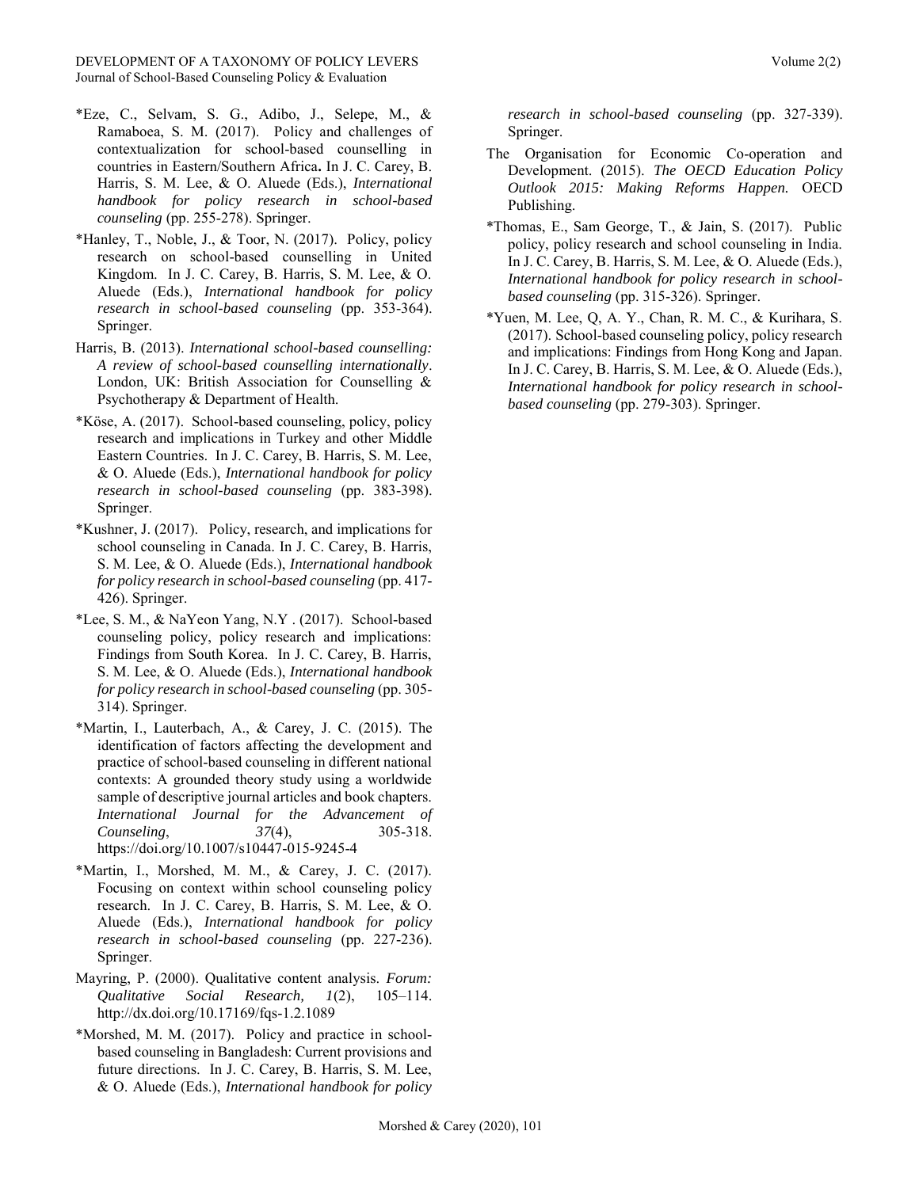*Eze, C., Selvam, S. G., Adibo, J., Selepe, M., & Ramaboea, S. M. (2017). Policy and challenges of contextualization for school-based counselling in countries in Eastern/Southern Africa**.** In J. C. Carey, B. Harris, S. M. Lee, & O. Aluede (Eds.), *International handbook for policy research in school-based counseling* (pp. 255-278). Springer.

*Hanley, T., Noble, J., & Toor, N. (2017). Policy, policy research on school-based counselling in United Kingdom. In J. C. Carey, B. Harris, S. M. Lee, & O. Aluede (Eds.), *International handbook for policy research in school-based counseling* (pp. 353-364). Springer.

Harris, B. (2013). *International school-based counselling: A review of school-based counselling internationally*. London, UK: British Association for Counselling & Psychotherapy & Department of Health.

*Köse, A. (2017). School-based counseling, policy, policy research and implications in Turkey and other Middle Eastern Countries. In J. C. Carey, B. Harris, S. M. Lee, & O. Aluede (Eds.), *International handbook for policy research in school-based counseling* (pp. 383-398). Springer.

*Kushner, J. (2017). Policy, research, and implications for school counseling in Canada. In J. C. Carey, B. Harris, S. M. Lee, & O. Aluede (Eds.), *International handbook for policy research in school-based counseling* (pp. 417-426). Springer.

*Lee, S. M., & NaYeon Yang, N.Y . (2017). School-based counseling policy, policy research and implications: Findings from South Korea. In J. C. Carey, B. Harris, S. M. Lee, & O. Aluede (Eds.), *International handbook for policy research in school-based counseling* (pp. 305-314). Springer.

*Martin, I., Lauterbach, A., & Carey, J. C. (2015). The identification of factors affecting the development and practice of school-based counseling in different national contexts: A grounded theory study using a worldwide sample of descriptive journal articles and book chapters. *International Journal for the Advancement of Counseling*, *37*(4), 305-318. https://doi.org/10.1007/s10447-015-9245-4

*Martin, I., Morshed, M. M., & Carey, J. C. (2017). Focusing on context within school counseling policy research. In J. C. Carey, B. Harris, S. M. Lee, & O. Aluede (Eds.), *International handbook for policy research in school-based counseling* (pp. 227-236). Springer.

Mayring, P. (2000). Qualitative content analysis. *Forum: Qualitative Social Research, 1*(2), 105–114. http://dx.doi.org/10.17169/fqs-1.2.1089

*Morshed, M. M. (2017). Policy and practice in school-based counseling in Bangladesh: Current provisions and future directions. In J. C. Carey, B. Harris, S. M. Lee, & O. Aluede (Eds.), *International handbook for policy research in school-based counseling* (pp. 327-339). Springer.

The Organisation for Economic Co-operation and Development. (2015). *The OECD Education Policy Outlook 2015: Making Reforms Happen.* OECD Publishing.

*Thomas, E., Sam George, T., & Jain, S. (2017). Public policy, policy research and school counseling in India. In J. C. Carey, B. Harris, S. M. Lee, & O. Aluede (Eds.), *International handbook for policy research in school-based counseling* (pp. 315-326). Springer.

*Yuen, M. Lee, Q, A. Y., Chan, R. M. C., & Kurihara, S. (2017). School-based counseling policy, policy research and implications: Findings from Hong Kong and Japan. In J. C. Carey, B. Harris, S. M. Lee, & O. Aluede (Eds.), *International handbook for policy research in school-based counseling* (pp. 279-303). Springer.